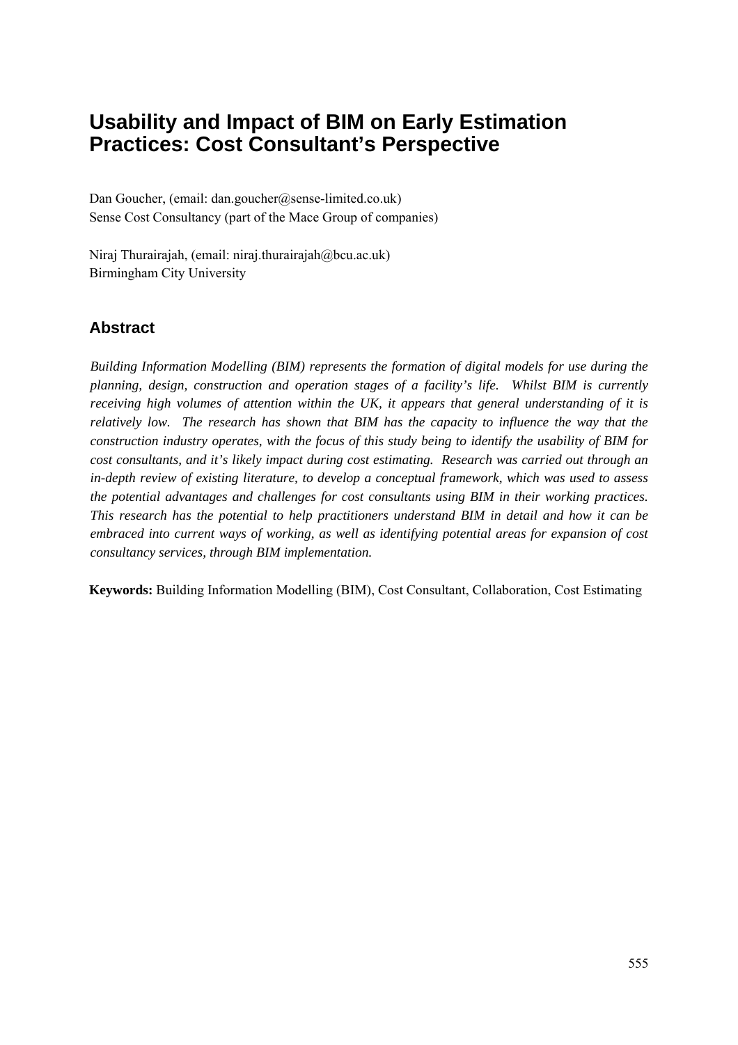# Usability and Impact of BIM on Early Estimation Practices: Cost Consultant's Perspective

Dan Goucher, (email: dan.goucher@sense-limited.co.uk)
Sense Cost Consultancy (part of the Mace Group of companies)

Niraj Thurairajah, (email: niraj.thurairajah@bcu.ac.uk)
Birmingham City University

## Abstract

*Building Information Modelling (BIM) represents the formation of digital models for use during the planning, design, construction and operation stages of a facility's life. Whilst BIM is currently receiving high volumes of attention within the UK, it appears that general understanding of it is relatively low. The research has shown that BIM has the capacity to influence the way that the construction industry operates, with the focus of this study being to identify the usability of BIM for cost consultants, and it's likely impact during cost estimating. Research was carried out through an in-depth review of existing literature, to develop a conceptual framework, which was used to assess the potential advantages and challenges for cost consultants using BIM in their working practices. This research has the potential to help practitioners understand BIM in detail and how it can be embraced into current ways of working, as well as identifying potential areas for expansion of cost consultancy services, through BIM implementation.*

**Keywords:** Building Information Modelling (BIM), Cost Consultant, Collaboration, Cost Estimating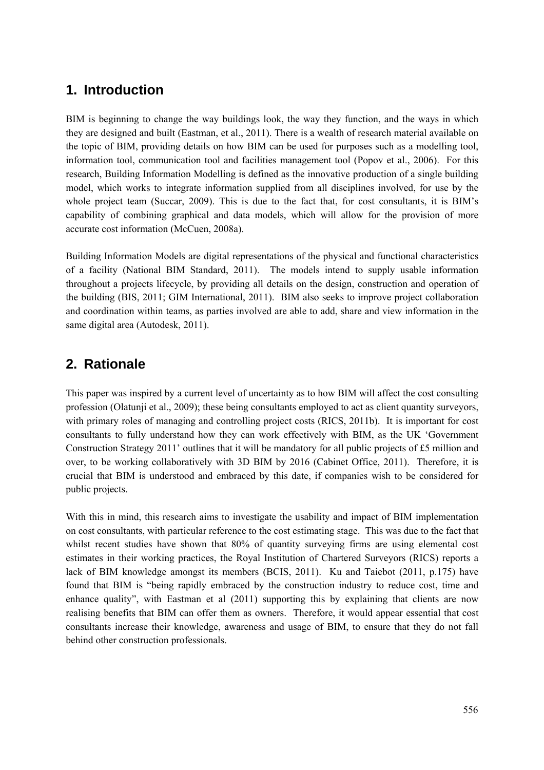## 1. Introduction

BIM is beginning to change the way buildings look, the way they function, and the ways in which they are designed and built (Eastman, et al., 2011). There is a wealth of research material available on the topic of BIM, providing details on how BIM can be used for purposes such as a modelling tool, information tool, communication tool and facilities management tool (Popov et al., 2006). For this research, Building Information Modelling is defined as the innovative production of a single building model, which works to integrate information supplied from all disciplines involved, for use by the whole project team (Succar, 2009). This is due to the fact that, for cost consultants, it is BIM's capability of combining graphical and data models, which will allow for the provision of more accurate cost information (McCuen, 2008a).

Building Information Models are digital representations of the physical and functional characteristics of a facility (National BIM Standard, 2011). The models intend to supply usable information throughout a projects lifecycle, by providing all details on the design, construction and operation of the building (BIS, 2011; GIM International, 2011). BIM also seeks to improve project collaboration and coordination within teams, as parties involved are able to add, share and view information in the same digital area (Autodesk, 2011).

## 2. Rationale

This paper was inspired by a current level of uncertainty as to how BIM will affect the cost consulting profession (Olatunji et al., 2009); these being consultants employed to act as client quantity surveyors, with primary roles of managing and controlling project costs (RICS, 2011b). It is important for cost consultants to fully understand how they can work effectively with BIM, as the UK 'Government Construction Strategy 2011' outlines that it will be mandatory for all public projects of £5 million and over, to be working collaboratively with 3D BIM by 2016 (Cabinet Office, 2011). Therefore, it is crucial that BIM is understood and embraced by this date, if companies wish to be considered for public projects.

With this in mind, this research aims to investigate the usability and impact of BIM implementation on cost consultants, with particular reference to the cost estimating stage. This was due to the fact that whilst recent studies have shown that 80% of quantity surveying firms are using elemental cost estimates in their working practices, the Royal Institution of Chartered Surveyors (RICS) reports a lack of BIM knowledge amongst its members (BCIS, 2011). Ku and Taiebot (2011, p.175) have found that BIM is "being rapidly embraced by the construction industry to reduce cost, time and enhance quality", with Eastman et al (2011) supporting this by explaining that clients are now realising benefits that BIM can offer them as owners. Therefore, it would appear essential that cost consultants increase their knowledge, awareness and usage of BIM, to ensure that they do not fall behind other construction professionals.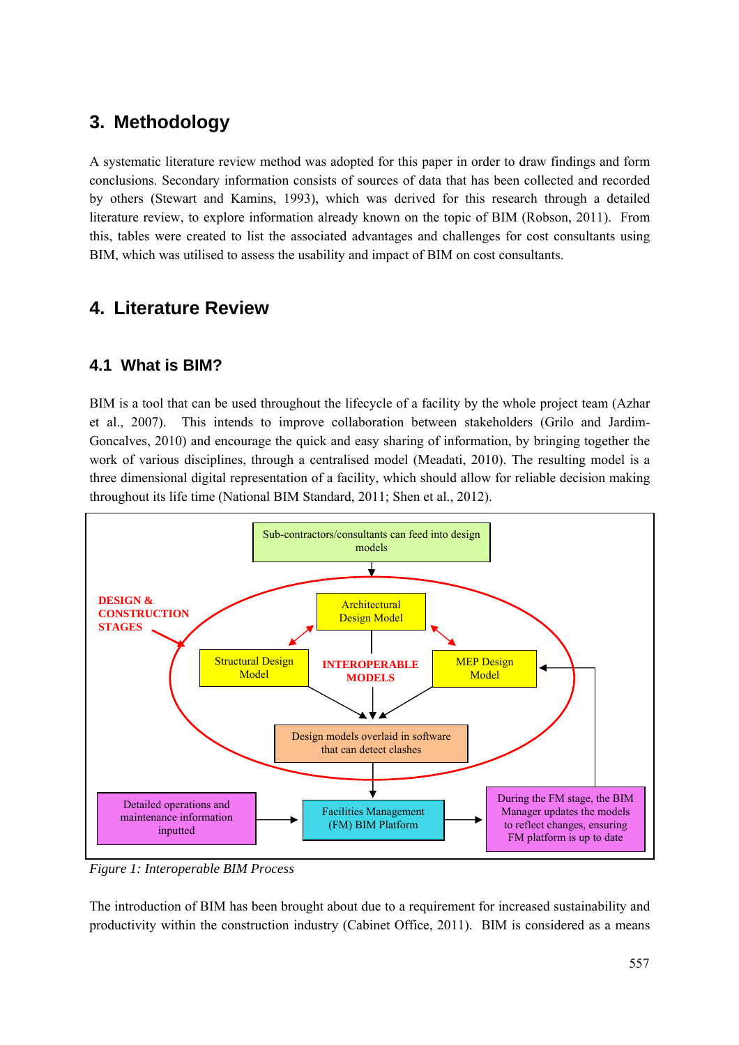## 3. Methodology

A systematic literature review method was adopted for this paper in order to draw findings and form conclusions. Secondary information consists of sources of data that has been collected and recorded by others (Stewart and Kamins, 1993), which was derived for this research through a detailed literature review, to explore information already known on the topic of BIM (Robson, 2011). From this, tables were created to list the associated advantages and challenges for cost consultants using BIM, which was utilised to assess the usability and impact of BIM on cost consultants.

## 4. Literature Review

### 4.1 What is BIM?

BIM is a tool that can be used throughout the lifecycle of a facility by the whole project team (Azhar et al., 2007). This intends to improve collaboration between stakeholders (Grilo and Jardim-Goncalves, 2010) and encourage the quick and easy sharing of information, by bringing together the work of various disciplines, through a centralised model (Meadati, 2010). The resulting model is a three dimensional digital representation of a facility, which should allow for reliable decision making throughout its life time (National BIM Standard, 2011; Shen et al., 2012).

*Figure 1: Interoperable BIM Process*

The introduction of BIM has been brought about due to a requirement for increased sustainability and productivity within the construction industry (Cabinet Office, 2011). BIM is considered as a means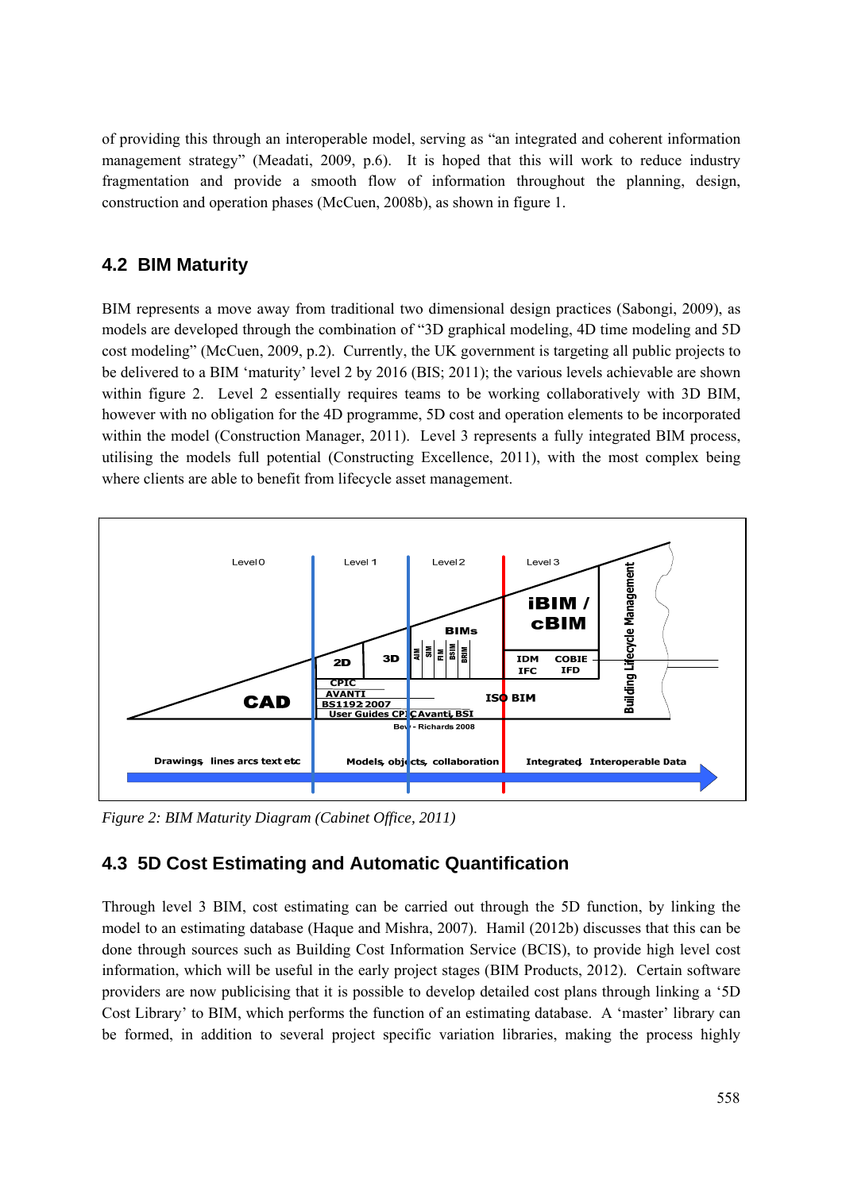of providing this through an interoperable model, serving as "an integrated and coherent information management strategy" (Meadati, 2009, p.6). It is hoped that this will work to reduce industry fragmentation and provide a smooth flow of information throughout the planning, design, construction and operation phases (McCuen, 2008b), as shown in figure 1.

## 4.2 BIM Maturity

BIM represents a move away from traditional two dimensional design practices (Sabongi, 2009), as models are developed through the combination of "3D graphical modeling, 4D time modeling and 5D cost modeling" (McCuen, 2009, p.2). Currently, the UK government is targeting all public projects to be delivered to a BIM 'maturity' level 2 by 2016 (BIS; 2011); the various levels achievable are shown within figure 2. Level 2 essentially requires teams to be working collaboratively with 3D BIM, however with no obligation for the 4D programme, 5D cost and operation elements to be incorporated within the model (Construction Manager, 2011). Level 3 represents a fully integrated BIM process, utilising the models full potential (Constructing Excellence, 2011), with the most complex being where clients are able to benefit from lifecycle asset management.

*Figure 2: BIM Maturity Diagram (Cabinet Office, 2011)*

## 4.3 5D Cost Estimating and Automatic Quantification

Through level 3 BIM, cost estimating can be carried out through the 5D function, by linking the model to an estimating database (Haque and Mishra, 2007). Hamil (2012b) discusses that this can be done through sources such as Building Cost Information Service (BCIS), to provide high level cost information, which will be useful in the early project stages (BIM Products, 2012). Certain software providers are now publicising that it is possible to develop detailed cost plans through linking a '5D Cost Library' to BIM, which performs the function of an estimating database. A 'master' library can be formed, in addition to several project specific variation libraries, making the process highly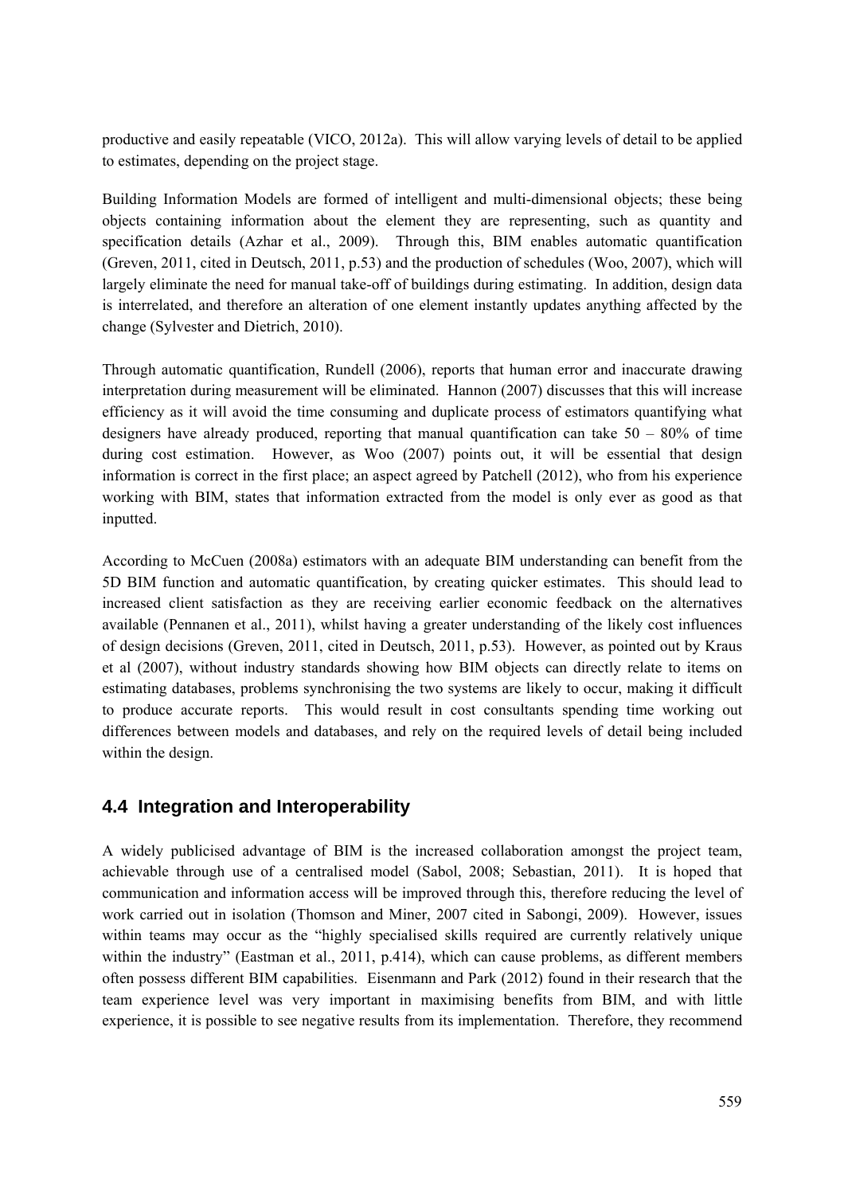productive and easily repeatable (VICO, 2012a). This will allow varying levels of detail to be applied to estimates, depending on the project stage.

Building Information Models are formed of intelligent and multi-dimensional objects; these being objects containing information about the element they are representing, such as quantity and specification details (Azhar et al., 2009). Through this, BIM enables automatic quantification (Greven, 2011, cited in Deutsch, 2011, p.53) and the production of schedules (Woo, 2007), which will largely eliminate the need for manual take-off of buildings during estimating. In addition, design data is interrelated, and therefore an alteration of one element instantly updates anything affected by the change (Sylvester and Dietrich, 2010).

Through automatic quantification, Rundell (2006), reports that human error and inaccurate drawing interpretation during measurement will be eliminated. Hannon (2007) discusses that this will increase efficiency as it will avoid the time consuming and duplicate process of estimators quantifying what designers have already produced, reporting that manual quantification can take 50 – 80% of time during cost estimation. However, as Woo (2007) points out, it will be essential that design information is correct in the first place; an aspect agreed by Patchell (2012), who from his experience working with BIM, states that information extracted from the model is only ever as good as that inputted.

According to McCuen (2008a) estimators with an adequate BIM understanding can benefit from the 5D BIM function and automatic quantification, by creating quicker estimates. This should lead to increased client satisfaction as they are receiving earlier economic feedback on the alternatives available (Pennanen et al., 2011), whilst having a greater understanding of the likely cost influences of design decisions (Greven, 2011, cited in Deutsch, 2011, p.53). However, as pointed out by Kraus et al (2007), without industry standards showing how BIM objects can directly relate to items on estimating databases, problems synchronising the two systems are likely to occur, making it difficult to produce accurate reports. This would result in cost consultants spending time working out differences between models and databases, and rely on the required levels of detail being included within the design.

## 4.4 Integration and Interoperability

A widely publicised advantage of BIM is the increased collaboration amongst the project team, achievable through use of a centralised model (Sabol, 2008; Sebastian, 2011). It is hoped that communication and information access will be improved through this, therefore reducing the level of work carried out in isolation (Thomson and Miner, 2007 cited in Sabongi, 2009). However, issues within teams may occur as the "highly specialised skills required are currently relatively unique within the industry" (Eastman et al., 2011, p.414), which can cause problems, as different members often possess different BIM capabilities. Eisenmann and Park (2012) found in their research that the team experience level was very important in maximising benefits from BIM, and with little experience, it is possible to see negative results from its implementation. Therefore, they recommend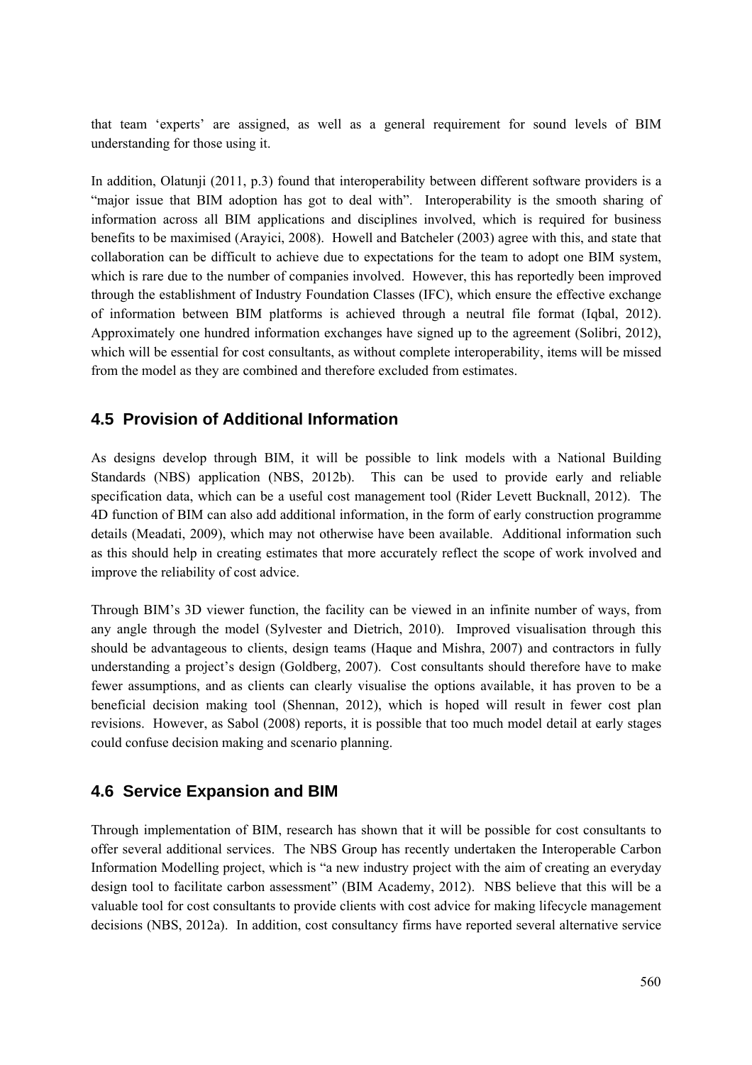that team 'experts' are assigned, as well as a general requirement for sound levels of BIM understanding for those using it.

In addition, Olatunji (2011, p.3) found that interoperability between different software providers is a "major issue that BIM adoption has got to deal with". Interoperability is the smooth sharing of information across all BIM applications and disciplines involved, which is required for business benefits to be maximised (Arayici, 2008). Howell and Batcheler (2003) agree with this, and state that collaboration can be difficult to achieve due to expectations for the team to adopt one BIM system, which is rare due to the number of companies involved. However, this has reportedly been improved through the establishment of Industry Foundation Classes (IFC), which ensure the effective exchange of information between BIM platforms is achieved through a neutral file format (Iqbal, 2012). Approximately one hundred information exchanges have signed up to the agreement (Solibri, 2012), which will be essential for cost consultants, as without complete interoperability, items will be missed from the model as they are combined and therefore excluded from estimates.

## 4.5 Provision of Additional Information

As designs develop through BIM, it will be possible to link models with a National Building Standards (NBS) application (NBS, 2012b). This can be used to provide early and reliable specification data, which can be a useful cost management tool (Rider Levett Bucknall, 2012). The 4D function of BIM can also add additional information, in the form of early construction programme details (Meadati, 2009), which may not otherwise have been available. Additional information such as this should help in creating estimates that more accurately reflect the scope of work involved and improve the reliability of cost advice.

Through BIM's 3D viewer function, the facility can be viewed in an infinite number of ways, from any angle through the model (Sylvester and Dietrich, 2010). Improved visualisation through this should be advantageous to clients, design teams (Haque and Mishra, 2007) and contractors in fully understanding a project's design (Goldberg, 2007). Cost consultants should therefore have to make fewer assumptions, and as clients can clearly visualise the options available, it has proven to be a beneficial decision making tool (Shennan, 2012), which is hoped will result in fewer cost plan revisions. However, as Sabol (2008) reports, it is possible that too much model detail at early stages could confuse decision making and scenario planning.

## 4.6 Service Expansion and BIM

Through implementation of BIM, research has shown that it will be possible for cost consultants to offer several additional services. The NBS Group has recently undertaken the Interoperable Carbon Information Modelling project, which is "a new industry project with the aim of creating an everyday design tool to facilitate carbon assessment" (BIM Academy, 2012). NBS believe that this will be a valuable tool for cost consultants to provide clients with cost advice for making lifecycle management decisions (NBS, 2012a). In addition, cost consultancy firms have reported several alternative service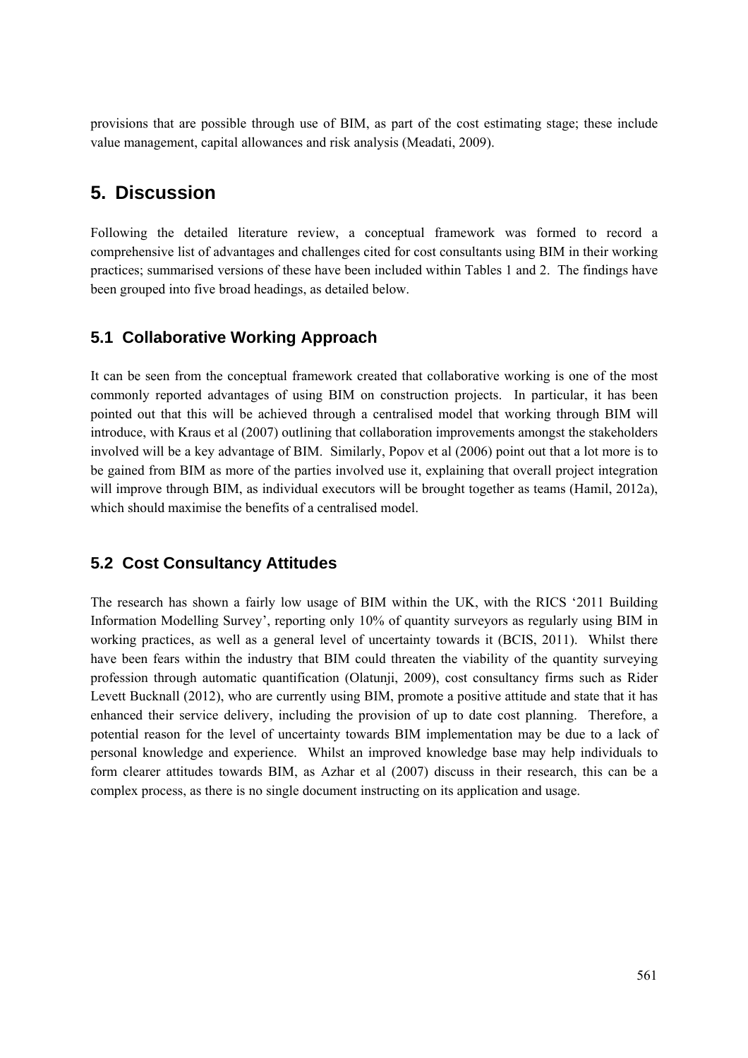provisions that are possible through use of BIM, as part of the cost estimating stage; these include value management, capital allowances and risk analysis (Meadati, 2009).

## 5. Discussion

Following the detailed literature review, a conceptual framework was formed to record a comprehensive list of advantages and challenges cited for cost consultants using BIM in their working practices; summarised versions of these have been included within Tables 1 and 2. The findings have been grouped into five broad headings, as detailed below.

### 5.1 Collaborative Working Approach

It can be seen from the conceptual framework created that collaborative working is one of the most commonly reported advantages of using BIM on construction projects. In particular, it has been pointed out that this will be achieved through a centralised model that working through BIM will introduce, with Kraus et al (2007) outlining that collaboration improvements amongst the stakeholders involved will be a key advantage of BIM. Similarly, Popov et al (2006) point out that a lot more is to be gained from BIM as more of the parties involved use it, explaining that overall project integration will improve through BIM, as individual executors will be brought together as teams (Hamil, 2012a), which should maximise the benefits of a centralised model.

### 5.2 Cost Consultancy Attitudes

The research has shown a fairly low usage of BIM within the UK, with the RICS '2011 Building Information Modelling Survey', reporting only 10% of quantity surveyors as regularly using BIM in working practices, as well as a general level of uncertainty towards it (BCIS, 2011). Whilst there have been fears within the industry that BIM could threaten the viability of the quantity surveying profession through automatic quantification (Olatunji, 2009), cost consultancy firms such as Rider Levett Bucknall (2012), who are currently using BIM, promote a positive attitude and state that it has enhanced their service delivery, including the provision of up to date cost planning. Therefore, a potential reason for the level of uncertainty towards BIM implementation may be due to a lack of personal knowledge and experience. Whilst an improved knowledge base may help individuals to form clearer attitudes towards BIM, as Azhar et al (2007) discuss in their research, this can be a complex process, as there is no single document instructing on its application and usage.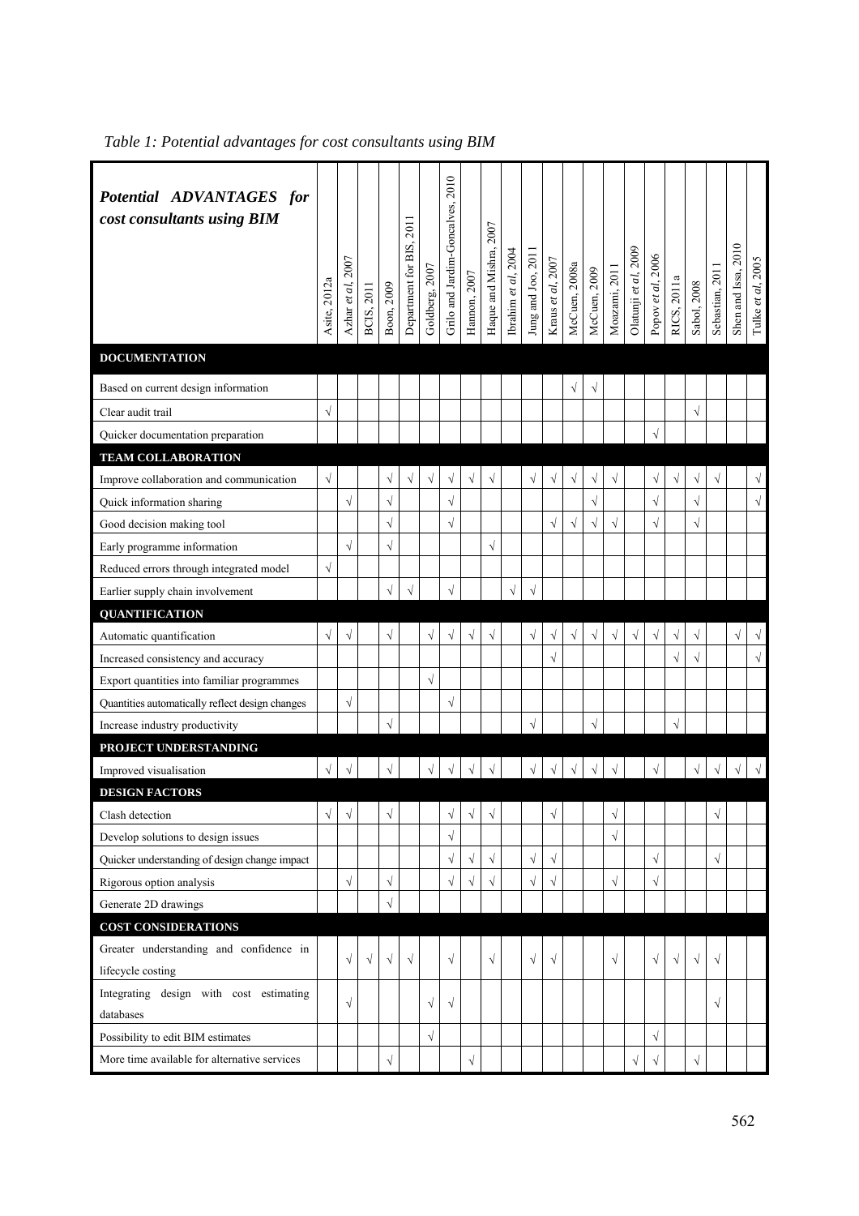*Table 1: Potential advantages for cost consultants using BIM*

| ***Potential ADVANTAGES for cost consultants using BIM*** | Asite, 2012a | Azhar *et al*, 2007 | BCIS, 2011 | Boon, 2009 | Department for BIS, 2011 | Goldberg, 2007 | Grilo and Jardim-Goncalves, 2010 | Hannon, 2007 | Haque and Mishra, 2007 | Ibrahim *et al*, 2004 | Jung and Joo, 2011 | Kraus *et al*, 2007 | McCuen, 2008a | McCuen, 2009 | Moazami, 2011 | Olatunji *et al*, 2009 | Popov *et al*, 2006 | RICS, 2011a | Sabol, 2008 | Sebastian, 2011 | Shen and Issa, 2010 | Tulke *et al*, 2005 |
|---|---|---|---|---|---|---|---|---|---|---|---|---|---|---|---|---|---|---|---|---|---|---|
| **DOCUMENTATION** | | | | | | | | | | | | | | | | | | | | | | |
| Based on current design information | | | | | | | | | | | | | √ | √ | | | | | | | | |
| Clear audit trail | √ | | | | | | | | | | | | | | | | | | √ | | | |
| Quicker documentation preparation | | | | | | | | | | | | | | | | | √ | | | | | |
| **TEAM COLLABORATION** | | | | | | | | | | | | | | | | | | | | | | |
| Improve collaboration and communication | √ | | | √ | √ | √ | √ | √ | √ | | √ | √ | √ | √ | √ | | √ | √ | √ | √ | | √ |
| Quick information sharing | | √ | | √ | | | √ | | | | | | | √ | | | √ | | √ | | | √ |
| Good decision making tool | | | | √ | | | √ | | | | | √ | √ | √ | √ | | √ | | √ | | | |
| Early programme information | | √ | | √ | | | | | √ | | | | | | | | | | | | | |
| Reduced errors through integrated model | √ | | | | | | | | | | | | | | | | | | | | | |
| Earlier supply chain involvement | | | | √ | √ | | √ | | | √ | √ | | | | | | | | | | | |
| **QUANTIFICATION** | | | | | | | | | | | | | | | | | | | | | | |
| Automatic quantification | √ | √ | | √ | | √ | √ | √ | √ | | √ | √ | √ | √ | √ | √ | √ | √ | √ | | √ | √ |
| Increased consistency and accuracy | | | | | | | | | | | | √ | | | | | | √ | √ | | | √ |
| Export quantities into familiar programmes | | | | | | √ | | | | | | | | | | | | | | | | |
| Quantities automatically reflect design changes | | √ | | | | | √ | | | | | | | | | | | | | | | |
| Increase industry productivity | | | | √ | | | | | | | √ | | | √ | | | | √ | | | | |
| **PROJECT UNDERSTANDING** | | | | | | | | | | | | | | | | | | | | | | |
| Improved visualisation | √ | √ | | √ | | √ | √ | √ | √ | | √ | √ | √ | √ | √ | | √ | | √ | √ | √ | √ |
| **DESIGN FACTORS** | | | | | | | | | | | | | | | | | | | | | | |
| Clash detection | √ | √ | | √ | | | √ | √ | √ | | | √ | | | √ | | | | | √ | | |
| Develop solutions to design issues | | | | | | | √ | | | | | | | | √ | | | | | | | |
| Quicker understanding of design change impact | | | | | | | √ | √ | √ | | √ | √ | | | | | √ | | | √ | | |
| Rigorous option analysis | | √ | | √ | | | √ | √ | √ | | √ | √ | | | √ | | √ | | | | | |
| Generate 2D drawings | | | | √ | | | | | | | | | | | | | | | | | | |
| **COST CONSIDERATIONS** | | | | | | | | | | | | | | | | | | | | | | |
| Greater understanding and confidence in lifecycle costing | | √ | √ | √ | √ | | √ | | √ | | √ | √ | | | √ | | √ | √ | √ | √ | | |
| Integrating design with cost estimating databases | | √ | | | | √ | √ | | | | | | | | | | | | | √ | | |
| Possibility to edit BIM estimates | | | | | | √ | | | | | | | | | | | √ | | | | | |
| More time available for alternative services | | | | √ | | | | √ | | | | | | | | √ | √ | | √ | | | |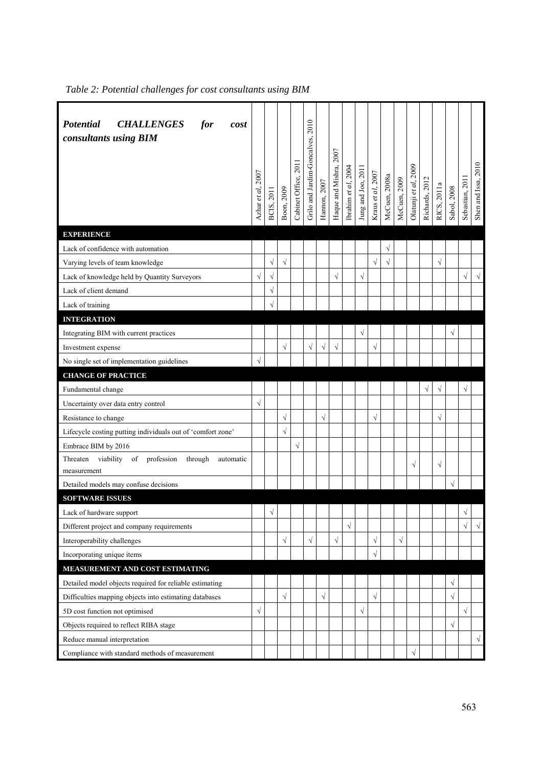*Table 2: Potential challenges for cost consultants using BIM*

| ***Potential CHALLENGES for cost consultants using BIM*** | Azhar *et al*, 2007 | BCIS, 2011 | Boon, 2009 | Cabinet Office, 2011 | Grilo and Jardim-Goncalves, 2010 | Hannon, 2007 | Haque and Mishra, 2007 | Ibrahim *et al*, 2004 | Jung and Joo, 2011 | Kraus *et al*, 2007 | McCuen, 2008a | McCuen, 2009 | Olatunji *et al*, 2009 | Richards, 2012 | RICS, 2011a | Sabol, 2008 | Sebastian, 2011 | Shen and Issa, 2010 |
|---|---|---|---|---|---|---|---|---|---|---|---|---|---|---|---|---|---|---|
| **EXPERIENCE** | | | | | | | | | | | | | | | | | | |
| Lack of confidence with automation | | | | | | | | | | | √ | | | | | | | |
| Varying levels of team knowledge | | √ | √ | | | | | | | √ | √ | | | | √ | | | |
| Lack of knowledge held by Quantity Surveyors | √ | √ | | | | | √ | | √ | | | | | | | | √ | √ |
| Lack of client demand | | √ | | | | | | | | | | | | | | | | |
| Lack of training | | √ | | | | | | | | | | | | | | | | |
| **INTEGRATION** | | | | | | | | | | | | | | | | | | |
| Integrating BIM with current practices | | | | | | | | | √ | | | | | | | √ | | |
| Investment expense | | | √ | | √ | √ | √ | | | √ | | | | | | | | |
| No single set of implementation guidelines | √ | | | | | | | | | | | | | | | | | |
| **CHANGE OF PRACTICE** | | | | | | | | | | | | | | | | | | |
| Fundamental change | | | | | | | | | | | | | | √ | √ | | √ | |
| Uncertainty over data entry control | √ | | | | | | | | | | | | | | | | | |
| Resistance to change | | | √ | | | √ | | | | √ | | | | | √ | | | |
| Lifecycle costing putting individuals out of 'comfort zone' | | | √ | | | | | | | | | | | | | | | |
| Embrace BIM by 2016 | | | | √ | | | | | | | | | | | | | | |
| Threaten viability of profession through automatic measurement | | | | | | | | | | | | | √ | | √ | | | |
| Detailed models may confuse decisions | | | | | | | | | | | | | | | | √ | | |
| **SOFTWARE ISSUES** | | | | | | | | | | | | | | | | | | |
| Lack of hardware support | | √ | | | | | | | | | | | | | | | √ | |
| Different project and company requirements | | | | | | | | √ | | | | | | | | | √ | √ |
| Interoperability challenges | | | √ | | √ | | √ | | | √ | | √ | | | | | | |
| Incorporating unique items | | | | | | | | | | √ | | | | | | | | |
| **MEASUREMENT AND COST ESTIMATING** | | | | | | | | | | | | | | | | | | |
| Detailed model objects required for reliable estimating | | | | | | | | | | | | | | | | √ | | |
| Difficulties mapping objects into estimating databases | | | √ | | | √ | | | | √ | | | | | | √ | | |
| 5D cost function not optimised | √ | | | | | | | | √ | | | | | | | | √ | |
| Objects required to reflect RIBA stage | | | | | | | | | | | | | | | | √ | | |
| Reduce manual interpretation | | | | | | | | | | | | | | | | | | √ |
| Compliance with standard methods of measurement | | | | | | | | | | | | | √ | | | | | |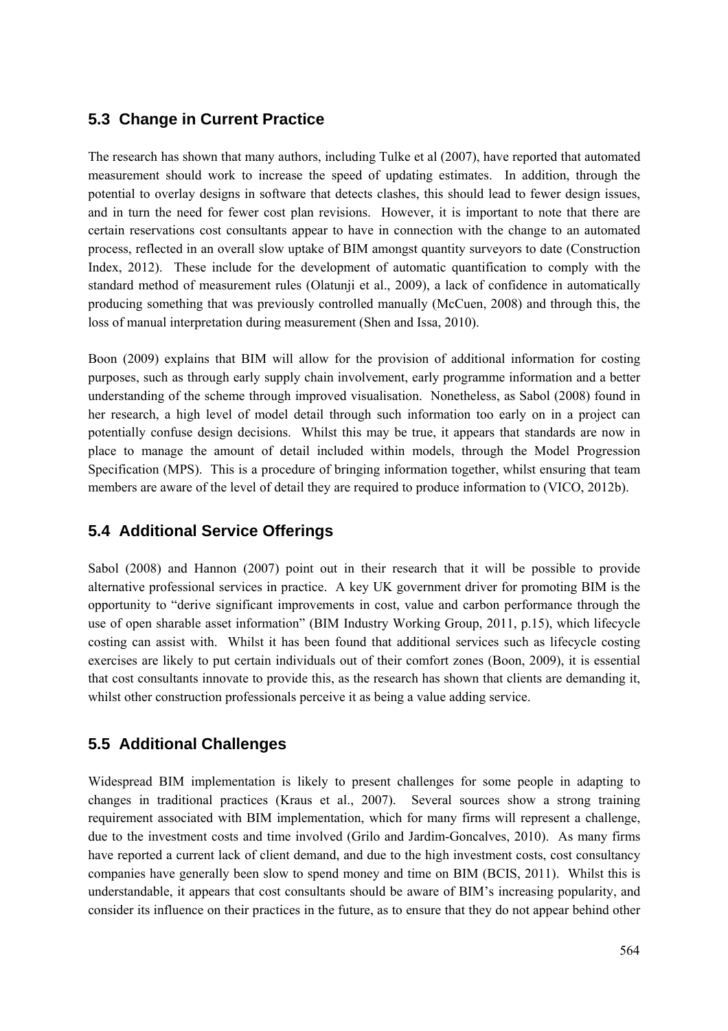## 5.3 Change in Current Practice

The research has shown that many authors, including Tulke et al (2007), have reported that automated measurement should work to increase the speed of updating estimates. In addition, through the potential to overlay designs in software that detects clashes, this should lead to fewer design issues, and in turn the need for fewer cost plan revisions. However, it is important to note that there are certain reservations cost consultants appear to have in connection with the change to an automated process, reflected in an overall slow uptake of BIM amongst quantity surveyors to date (Construction Index, 2012). These include for the development of automatic quantification to comply with the standard method of measurement rules (Olatunji et al., 2009), a lack of confidence in automatically producing something that was previously controlled manually (McCuen, 2008) and through this, the loss of manual interpretation during measurement (Shen and Issa, 2010).

Boon (2009) explains that BIM will allow for the provision of additional information for costing purposes, such as through early supply chain involvement, early programme information and a better understanding of the scheme through improved visualisation. Nonetheless, as Sabol (2008) found in her research, a high level of model detail through such information too early on in a project can potentially confuse design decisions. Whilst this may be true, it appears that standards are now in place to manage the amount of detail included within models, through the Model Progression Specification (MPS). This is a procedure of bringing information together, whilst ensuring that team members are aware of the level of detail they are required to produce information to (VICO, 2012b).

## 5.4 Additional Service Offerings

Sabol (2008) and Hannon (2007) point out in their research that it will be possible to provide alternative professional services in practice. A key UK government driver for promoting BIM is the opportunity to "derive significant improvements in cost, value and carbon performance through the use of open sharable asset information" (BIM Industry Working Group, 2011, p.15), which lifecycle costing can assist with. Whilst it has been found that additional services such as lifecycle costing exercises are likely to put certain individuals out of their comfort zones (Boon, 2009), it is essential that cost consultants innovate to provide this, as the research has shown that clients are demanding it, whilst other construction professionals perceive it as being a value adding service.

## 5.5 Additional Challenges

Widespread BIM implementation is likely to present challenges for some people in adapting to changes in traditional practices (Kraus et al., 2007). Several sources show a strong training requirement associated with BIM implementation, which for many firms will represent a challenge, due to the investment costs and time involved (Grilo and Jardim-Goncalves, 2010). As many firms have reported a current lack of client demand, and due to the high investment costs, cost consultancy companies have generally been slow to spend money and time on BIM (BCIS, 2011). Whilst this is understandable, it appears that cost consultants should be aware of BIM's increasing popularity, and consider its influence on their practices in the future, as to ensure that they do not appear behind other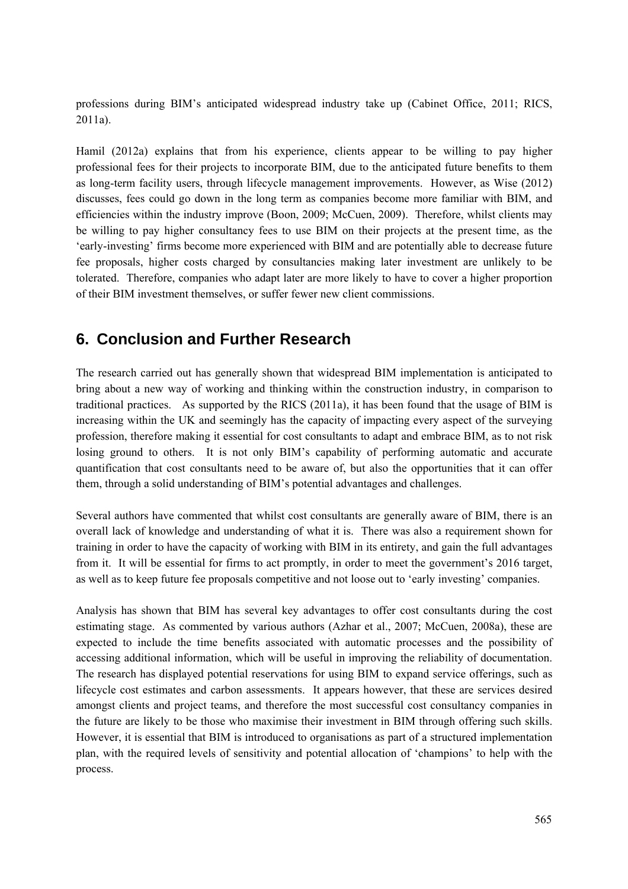professions during BIM's anticipated widespread industry take up (Cabinet Office, 2011; RICS, 2011a).

Hamil (2012a) explains that from his experience, clients appear to be willing to pay higher professional fees for their projects to incorporate BIM, due to the anticipated future benefits to them as long-term facility users, through lifecycle management improvements. However, as Wise (2012) discusses, fees could go down in the long term as companies become more familiar with BIM, and efficiencies within the industry improve (Boon, 2009; McCuen, 2009). Therefore, whilst clients may be willing to pay higher consultancy fees to use BIM on their projects at the present time, as the 'early-investing' firms become more experienced with BIM and are potentially able to decrease future fee proposals, higher costs charged by consultancies making later investment are unlikely to be tolerated. Therefore, companies who adapt later are more likely to have to cover a higher proportion of their BIM investment themselves, or suffer fewer new client commissions.

## 6. Conclusion and Further Research

The research carried out has generally shown that widespread BIM implementation is anticipated to bring about a new way of working and thinking within the construction industry, in comparison to traditional practices. As supported by the RICS (2011a), it has been found that the usage of BIM is increasing within the UK and seemingly has the capacity of impacting every aspect of the surveying profession, therefore making it essential for cost consultants to adapt and embrace BIM, as to not risk losing ground to others. It is not only BIM's capability of performing automatic and accurate quantification that cost consultants need to be aware of, but also the opportunities that it can offer them, through a solid understanding of BIM's potential advantages and challenges.

Several authors have commented that whilst cost consultants are generally aware of BIM, there is an overall lack of knowledge and understanding of what it is. There was also a requirement shown for training in order to have the capacity of working with BIM in its entirety, and gain the full advantages from it. It will be essential for firms to act promptly, in order to meet the government's 2016 target, as well as to keep future fee proposals competitive and not loose out to 'early investing' companies.

Analysis has shown that BIM has several key advantages to offer cost consultants during the cost estimating stage. As commented by various authors (Azhar et al., 2007; McCuen, 2008a), these are expected to include the time benefits associated with automatic processes and the possibility of accessing additional information, which will be useful in improving the reliability of documentation. The research has displayed potential reservations for using BIM to expand service offerings, such as lifecycle cost estimates and carbon assessments. It appears however, that these are services desired amongst clients and project teams, and therefore the most successful cost consultancy companies in the future are likely to be those who maximise their investment in BIM through offering such skills. However, it is essential that BIM is introduced to organisations as part of a structured implementation plan, with the required levels of sensitivity and potential allocation of 'champions' to help with the process.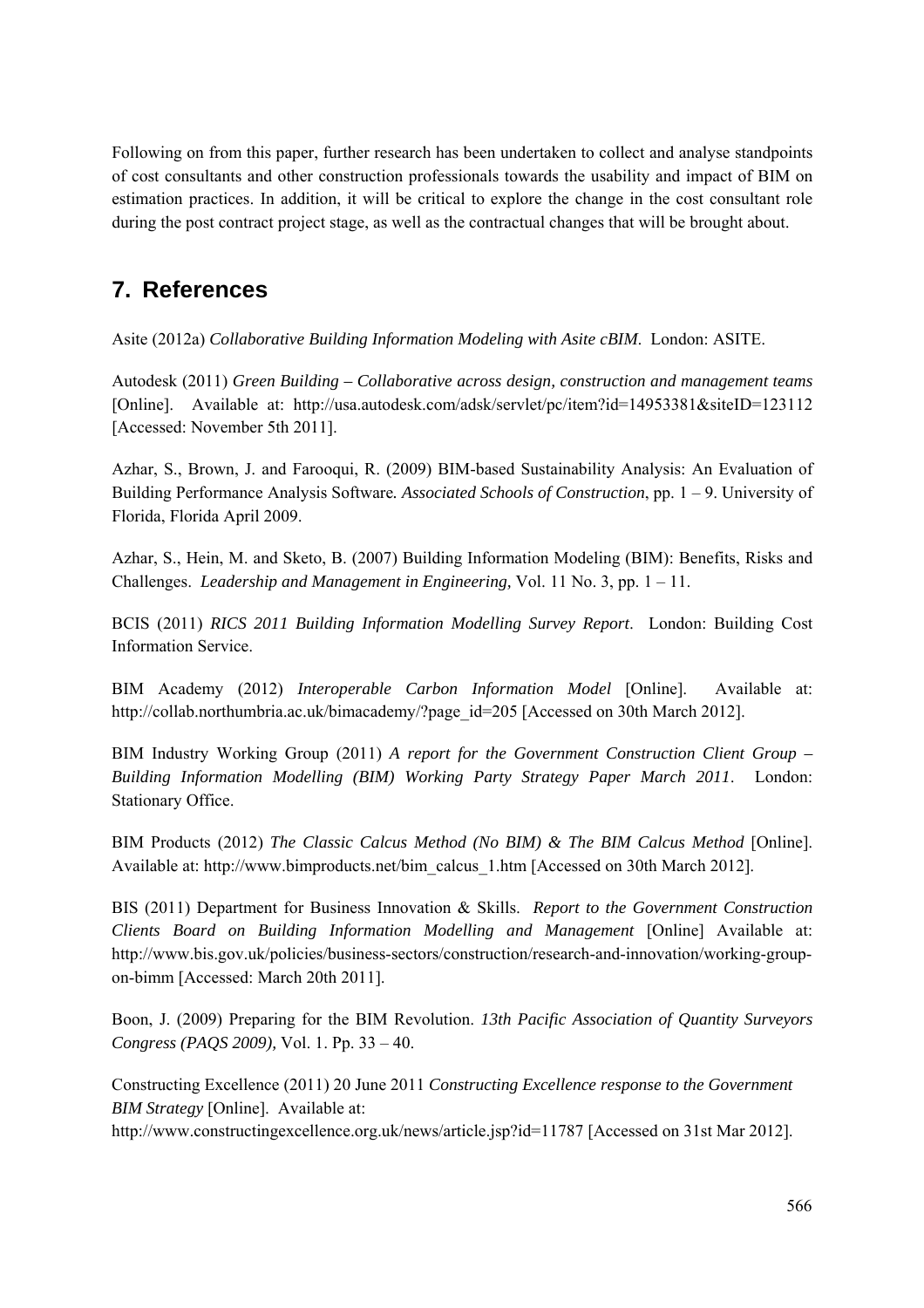Following on from this paper, further research has been undertaken to collect and analyse standpoints of cost consultants and other construction professionals towards the usability and impact of BIM on estimation practices. In addition, it will be critical to explore the change in the cost consultant role during the post contract project stage, as well as the contractual changes that will be brought about.

## 7. References

Asite (2012a) *Collaborative Building Information Modeling with Asite cBIM*. London: ASITE.

Autodesk (2011) *Green Building – Collaborative across design, construction and management teams* [Online]. Available at: http://usa.autodesk.com/adsk/servlet/pc/item?id=14953381&siteID=123112 [Accessed: November 5th 2011].

Azhar, S., Brown, J. and Farooqui, R. (2009) BIM-based Sustainability Analysis: An Evaluation of Building Performance Analysis Software*. Associated Schools of Construction*, pp. 1 – 9. University of Florida, Florida April 2009.

Azhar, S., Hein, M. and Sketo, B. (2007) Building Information Modeling (BIM): Benefits, Risks and Challenges. *Leadership and Management in Engineering,* Vol. 11 No. 3, pp. 1 – 11.

BCIS (2011) *RICS 2011 Building Information Modelling Survey Report*. London: Building Cost Information Service.

BIM Academy (2012) *Interoperable Carbon Information Model* [Online]. Available at: http://collab.northumbria.ac.uk/bimacademy/?page_id=205 [Accessed on 30th March 2012].

BIM Industry Working Group (2011) *A report for the Government Construction Client Group – Building Information Modelling (BIM) Working Party Strategy Paper March 2011*. London: Stationary Office.

BIM Products (2012) *The Classic Calcus Method (No BIM) & The BIM Calcus Method* [Online]. Available at: http://www.bimproducts.net/bim_calcus_1.htm [Accessed on 30th March 2012].

BIS (2011) Department for Business Innovation & Skills. *Report to the Government Construction Clients Board on Building Information Modelling and Management* [Online] Available at: http://www.bis.gov.uk/policies/business-sectors/construction/research-and-innovation/working-group-on-bimm [Accessed: March 20th 2011].

Boon, J. (2009) Preparing for the BIM Revolution. *13th Pacific Association of Quantity Surveyors Congress (PAQS 2009),* Vol. 1. Pp. 33 – 40.

Constructing Excellence (2011) 20 June 2011 *Constructing Excellence response to the Government BIM Strategy* [Online]. Available at: http://www.constructingexcellence.org.uk/news/article.jsp?id=11787 [Accessed on 31st Mar 2012].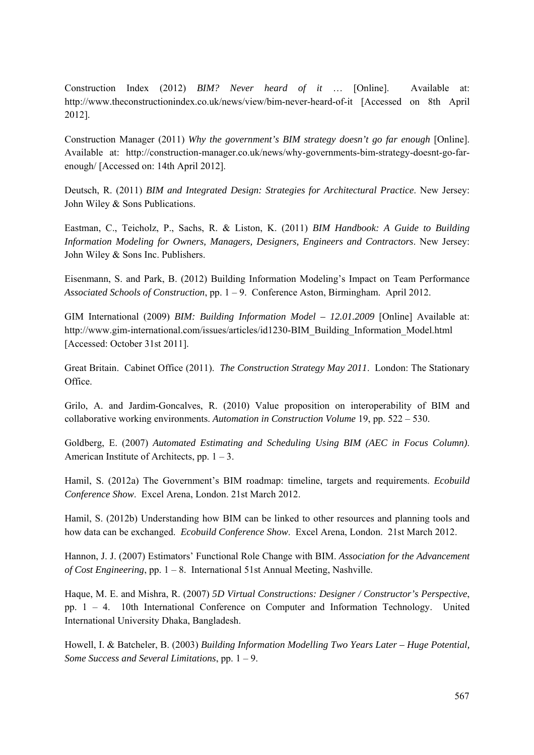Construction Index (2012) *BIM? Never heard of it …* [Online]. Available at: http://www.theconstructionindex.co.uk/news/view/bim-never-heard-of-it [Accessed on 8th April 2012].

Construction Manager (2011) *Why the government's BIM strategy doesn't go far enough* [Online]. Available at: http://construction-manager.co.uk/news/why-governments-bim-strategy-doesnt-go-far-enough/ [Accessed on: 14th April 2012].

Deutsch, R. (2011) *BIM and Integrated Design: Strategies for Architectural Practice*. New Jersey: John Wiley & Sons Publications.

Eastman, C., Teicholz, P., Sachs, R. & Liston, K. (2011) *BIM Handbook: A Guide to Building Information Modeling for Owners, Managers, Designers, Engineers and Contractors*. New Jersey: John Wiley & Sons Inc. Publishers.

Eisenmann, S. and Park, B. (2012) Building Information Modeling's Impact on Team Performance *Associated Schools of Construction*, pp. 1 – 9. Conference Aston, Birmingham. April 2012.

GIM International (2009) *BIM: Building Information Model – 12.01.2009* [Online] Available at: http://www.gim-international.com/issues/articles/id1230-BIM_Building_Information_Model.html [Accessed: October 31st 2011].

Great Britain. Cabinet Office (2011). *The Construction Strategy May 2011*. London: The Stationary Office.

Grilo, A. and Jardim-Goncalves, R. (2010) Value proposition on interoperability of BIM and collaborative working environments. *Automation in Construction Volume* 19, pp. 522 – 530.

Goldberg, E. (2007) *Automated Estimating and Scheduling Using BIM (AEC in Focus Column)*. American Institute of Architects, pp. 1 – 3.

Hamil, S. (2012a) The Government's BIM roadmap: timeline, targets and requirements. *Ecobuild Conference Show*. Excel Arena, London. 21st March 2012.

Hamil, S. (2012b) Understanding how BIM can be linked to other resources and planning tools and how data can be exchanged. *Ecobuild Conference Show*. Excel Arena, London. 21st March 2012.

Hannon, J. J. (2007) Estimators' Functional Role Change with BIM. *Association for the Advancement of Cost Engineering*, pp. 1 – 8. International 51st Annual Meeting, Nashville.

Haque, M. E. and Mishra, R. (2007) *5D Virtual Constructions: Designer / Constructor's Perspective*, pp. 1 – 4. 10th International Conference on Computer and Information Technology. United International University Dhaka, Bangladesh.

Howell, I. & Batcheler, B. (2003) *Building Information Modelling Two Years Later – Huge Potential, Some Success and Several Limitations*, pp. 1 – 9.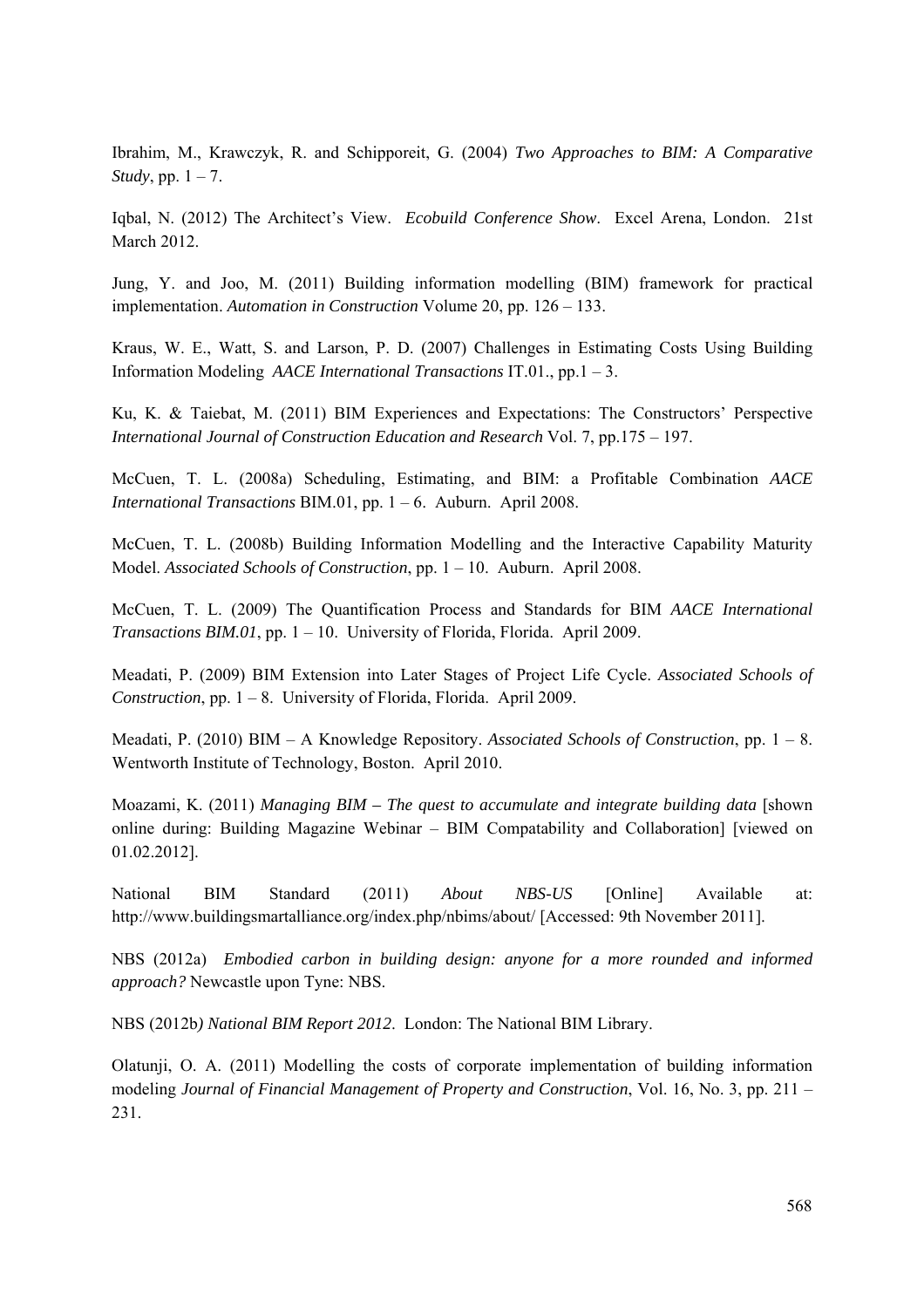Ibrahim, M., Krawczyk, R. and Schipporeit, G. (2004) *Two Approaches to BIM: A Comparative Study*, pp. 1 – 7.

Iqbal, N. (2012) The Architect's View. *Ecobuild Conference Show*. Excel Arena, London. 21st March 2012.

Jung, Y. and Joo, M. (2011) Building information modelling (BIM) framework for practical implementation. *Automation in Construction* Volume 20, pp. 126 – 133.

Kraus, W. E., Watt, S. and Larson, P. D. (2007) Challenges in Estimating Costs Using Building Information Modeling *AACE International Transactions* IT.01., pp.1 – 3.

Ku, K. & Taiebat, M. (2011) BIM Experiences and Expectations: The Constructors' Perspective *International Journal of Construction Education and Research* Vol. 7, pp.175 – 197.

McCuen, T. L. (2008a) Scheduling, Estimating, and BIM: a Profitable Combination *AACE International Transactions* BIM.01, pp. 1 – 6. Auburn. April 2008.

McCuen, T. L. (2008b) Building Information Modelling and the Interactive Capability Maturity Model. *Associated Schools of Construction*, pp. 1 – 10. Auburn. April 2008.

McCuen, T. L. (2009) The Quantification Process and Standards for BIM *AACE International Transactions BIM.01*, pp. 1 – 10. University of Florida, Florida. April 2009.

Meadati, P. (2009) BIM Extension into Later Stages of Project Life Cycle. *Associated Schools of Construction*, pp. 1 – 8. University of Florida, Florida. April 2009.

Meadati, P. (2010) BIM – A Knowledge Repository. *Associated Schools of Construction*, pp. 1 – 8. Wentworth Institute of Technology, Boston. April 2010.

Moazami, K. (2011) *Managing BIM – The quest to accumulate and integrate building data* [shown online during: Building Magazine Webinar – BIM Compatability and Collaboration] [viewed on 01.02.2012].

National BIM Standard (2011) *About NBS-US* [Online] Available at: http://www.buildingsmartalliance.org/index.php/nbims/about/ [Accessed: 9th November 2011].

NBS (2012a) *Embodied carbon in building design: anyone for a more rounded and informed approach?* Newcastle upon Tyne: NBS.

NBS (2012b*) National BIM Report 2012*. London: The National BIM Library.

Olatunji, O. A. (2011) Modelling the costs of corporate implementation of building information modeling *Journal of Financial Management of Property and Construction*, Vol. 16, No. 3, pp. 211 – 231.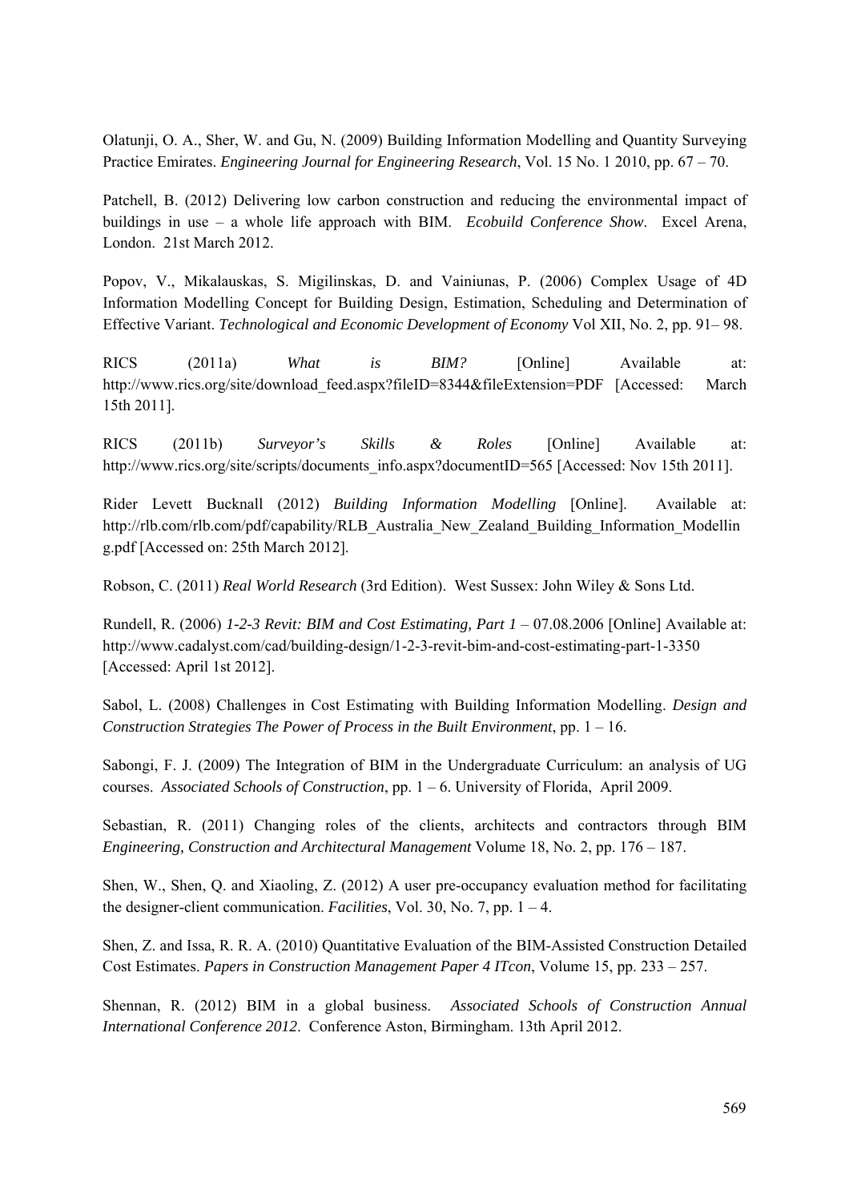Olatunji, O. A., Sher, W. and Gu, N. (2009) Building Information Modelling and Quantity Surveying Practice Emirates. *Engineering Journal for Engineering Research*, Vol. 15 No. 1 2010, pp. 67 – 70.

Patchell, B. (2012) Delivering low carbon construction and reducing the environmental impact of buildings in use – a whole life approach with BIM. *Ecobuild Conference Show*. Excel Arena, London. 21st March 2012.

Popov, V., Mikalauskas, S. Migilinskas, D. and Vainiunas, P. (2006) Complex Usage of 4D Information Modelling Concept for Building Design, Estimation, Scheduling and Determination of Effective Variant. *Technological and Economic Development of Economy* Vol XII, No. 2, pp. 91– 98.

RICS (2011a) *What is BIM?* [Online] Available at: http://www.rics.org/site/download_feed.aspx?fileID=8344&fileExtension=PDF [Accessed: March 15th 2011].

RICS (2011b) *Surveyor's Skills & Roles* [Online] Available at: http://www.rics.org/site/scripts/documents_info.aspx?documentID=565 [Accessed: Nov 15th 2011].

Rider Levett Bucknall (2012) *Building Information Modelling* [Online]. Available at: http://rlb.com/rlb.com/pdf/capability/RLB_Australia_New_Zealand_Building_Information_Modelling.pdf [Accessed on: 25th March 2012].

Robson, C. (2011) *Real World Research* (3rd Edition). West Sussex: John Wiley & Sons Ltd.

Rundell, R. (2006) *1-2-3 Revit: BIM and Cost Estimating, Part 1* – 07.08.2006 [Online] Available at: http://www.cadalyst.com/cad/building-design/1-2-3-revit-bim-and-cost-estimating-part-1-3350 [Accessed: April 1st 2012].

Sabol, L. (2008) Challenges in Cost Estimating with Building Information Modelling. *Design and Construction Strategies The Power of Process in the Built Environment*, pp. 1 – 16.

Sabongi, F. J. (2009) The Integration of BIM in the Undergraduate Curriculum: an analysis of UG courses. *Associated Schools of Construction*, pp. 1 – 6. University of Florida, April 2009.

Sebastian, R. (2011) Changing roles of the clients, architects and contractors through BIM *Engineering, Construction and Architectural Management* Volume 18, No. 2, pp. 176 – 187.

Shen, W., Shen, Q. and Xiaoling, Z. (2012) A user pre-occupancy evaluation method for facilitating the designer-client communication. *Facilities*, Vol. 30, No. 7, pp. 1 – 4.

Shen, Z. and Issa, R. R. A. (2010) Quantitative Evaluation of the BIM-Assisted Construction Detailed Cost Estimates. *Papers in Construction Management Paper 4 ITcon*, Volume 15, pp. 233 – 257.

Shennan, R. (2012) BIM in a global business. *Associated Schools of Construction Annual International Conference 2012*. Conference Aston, Birmingham. 13th April 2012.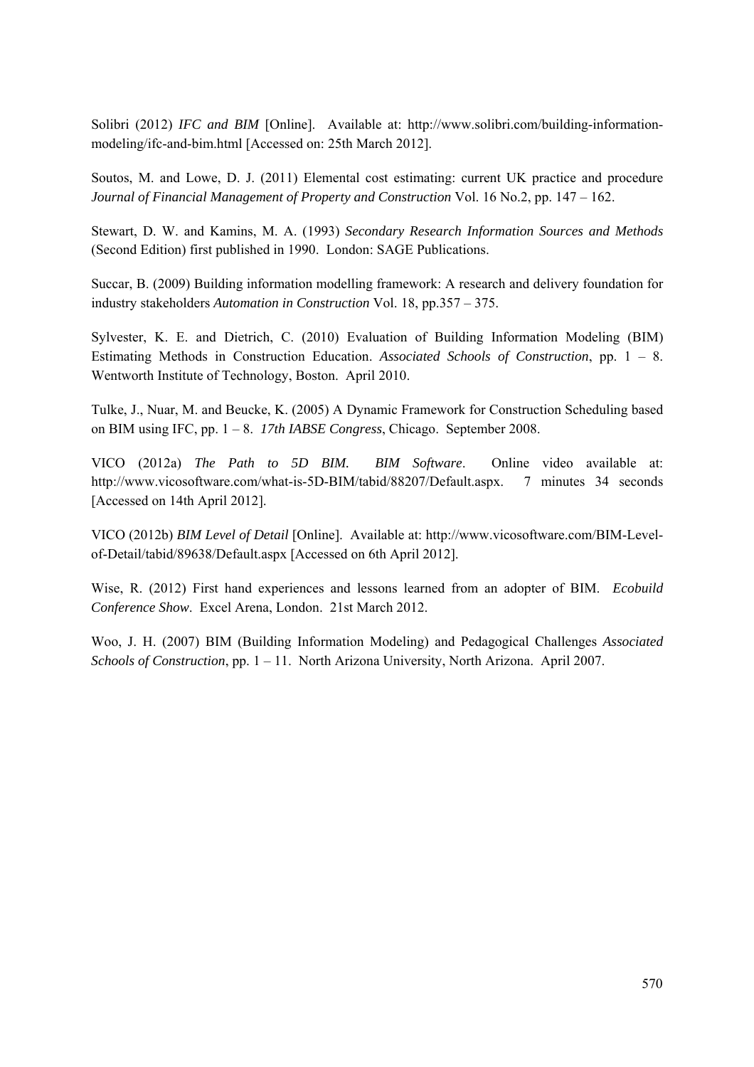Solibri (2012) *IFC and BIM* [Online]. Available at: http://www.solibri.com/building-information-modeling/ifc-and-bim.html [Accessed on: 25th March 2012].

Soutos, M. and Lowe, D. J. (2011) Elemental cost estimating: current UK practice and procedure *Journal of Financial Management of Property and Construction* Vol. 16 No.2, pp. 147 – 162.

Stewart, D. W. and Kamins, M. A. (1993) *Secondary Research Information Sources and Methods* (Second Edition) first published in 1990. London: SAGE Publications.

Succar, B. (2009) Building information modelling framework: A research and delivery foundation for industry stakeholders *Automation in Construction* Vol. 18, pp.357 – 375.

Sylvester, K. E. and Dietrich, C. (2010) Evaluation of Building Information Modeling (BIM) Estimating Methods in Construction Education. *Associated Schools of Construction*, pp. 1 – 8. Wentworth Institute of Technology, Boston. April 2010.

Tulke, J., Nuar, M. and Beucke, K. (2005) A Dynamic Framework for Construction Scheduling based on BIM using IFC, pp. 1 – 8. *17th IABSE Congress*, Chicago. September 2008.

VICO (2012a) *The Path to 5D BIM. BIM Software*. Online video available at: http://www.vicosoftware.com/what-is-5D-BIM/tabid/88207/Default.aspx. 7 minutes 34 seconds [Accessed on 14th April 2012].

VICO (2012b) *BIM Level of Detail* [Online]. Available at: http://www.vicosoftware.com/BIM-Level-of-Detail/tabid/89638/Default.aspx [Accessed on 6th April 2012].

Wise, R. (2012) First hand experiences and lessons learned from an adopter of BIM. *Ecobuild Conference Show*. Excel Arena, London. 21st March 2012.

Woo, J. H. (2007) BIM (Building Information Modeling) and Pedagogical Challenges *Associated Schools of Construction*, pp. 1 – 11. North Arizona University, North Arizona. April 2007.